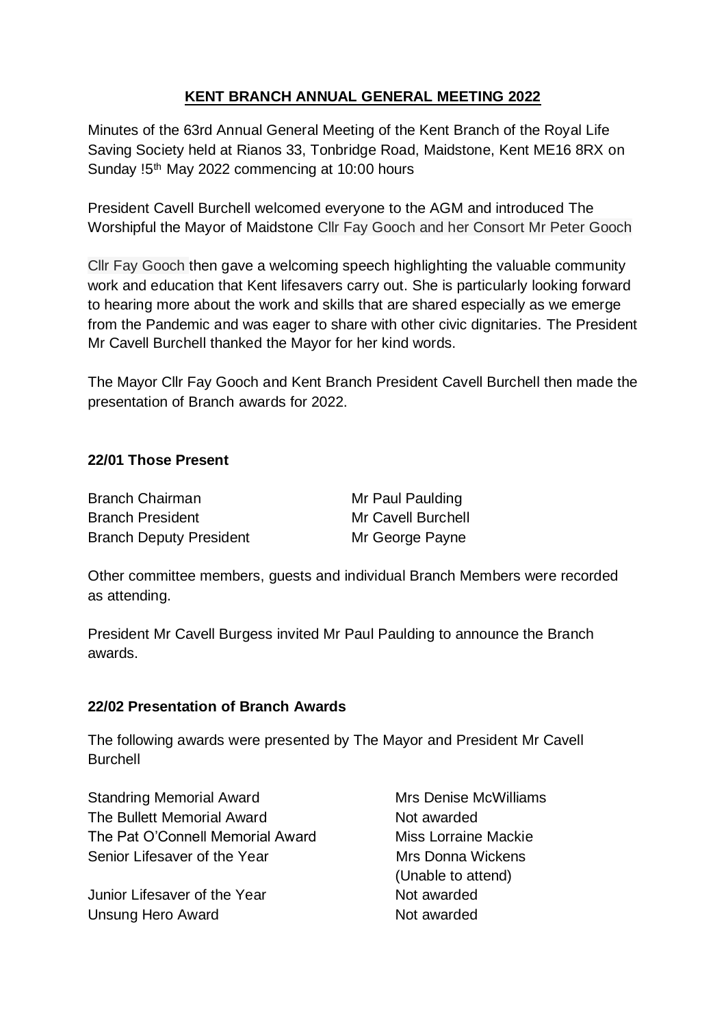# KENT BRANCH ANNUAL GENERAL MEETING 2022

Minutes of the 63rd Annual General Meeting of the Kent Branch of the Royal Life Saving Society held at Rianos 33, Tonbridge Road, Maidstone, Kent ME16 8RX on Sunday !5th May 2022 commencing at 10:00 hours

President Cavell Burchell welcomed everyone to the AGM and introduced The Worshipful the Mayor of Maidstone Cllr Fay Gooch and her Consort Mr Peter Gooch

Cllr Fay Gooch then gave a welcoming speech highlighting the valuable community work and education that Kent lifesavers carry out. She is particularly looking forward to hearing more about the work and skills that are shared especially as we emerge from the Pandemic and was eager to share with other civic dignitaries. The President Mr Cavell Burchell thanked the Mayor for her kind words.

The Mayor Cllr Fay Gooch and Kent Branch President Cavell Burchell then made the presentation of Branch awards for 2022.

## 22/01 Those Present

| | |
|---|---|
| Branch Chairman | Mr Paul Paulding |
| Branch President | Mr Cavell Burchell |
| Branch Deputy President | Mr George Payne |

Other committee members, guests and individual Branch Members were recorded as attending.

President Mr Cavell Burgess invited Mr Paul Paulding to announce the Branch awards.

## 22/02 Presentation of Branch Awards

The following awards were presented by The Mayor and President Mr Cavell Burchell

| | |
|---|---|
| Standring Memorial Award | Mrs Denise McWilliams |
| The Bullett Memorial Award | Not awarded |
| The Pat O'Connell Memorial Award | Miss Lorraine Mackie |
| Senior Lifesaver of the Year | Mrs Donna Wickens (Unable to attend) |
| Junior Lifesaver of the Year | Not awarded |
| Unsung Hero Award | Not awarded |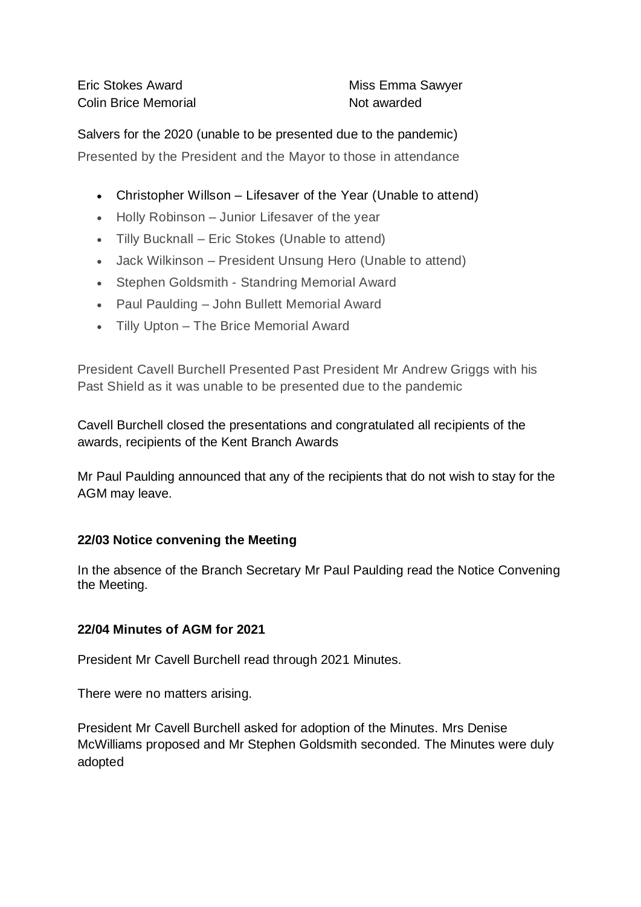| | |
|---|---|
| Eric Stokes Award | Miss Emma Sawyer |
| Colin Brice Memorial | Not awarded |

Salvers for the 2020 (unable to be presented due to the pandemic)

Presented by the President and the Mayor to those in attendance

- Christopher Willson – Lifesaver of the Year (Unable to attend)
- Holly Robinson – Junior Lifesaver of the year
- Tilly Bucknall – Eric Stokes (Unable to attend)
- Jack Wilkinson – President Unsung Hero (Unable to attend)
- Stephen Goldsmith - Standring Memorial Award
- Paul Paulding – John Bullett Memorial Award
- Tilly Upton – The Brice Memorial Award

President Cavell Burchell Presented Past President Mr Andrew Griggs with his Past Shield as it was unable to be presented due to the pandemic

Cavell Burchell closed the presentations and congratulated all recipients of the awards, recipients of the Kent Branch Awards

Mr Paul Paulding announced that any of the recipients that do not wish to stay for the AGM may leave.

**22/03 Notice convening the Meeting**

In the absence of the Branch Secretary Mr Paul Paulding read the Notice Convening the Meeting.

**22/04 Minutes of AGM for 2021**

President Mr Cavell Burchell read through 2021 Minutes.

There were no matters arising.

President Mr Cavell Burchell asked for adoption of the Minutes. Mrs Denise McWilliams proposed and Mr Stephen Goldsmith seconded. The Minutes were duly adopted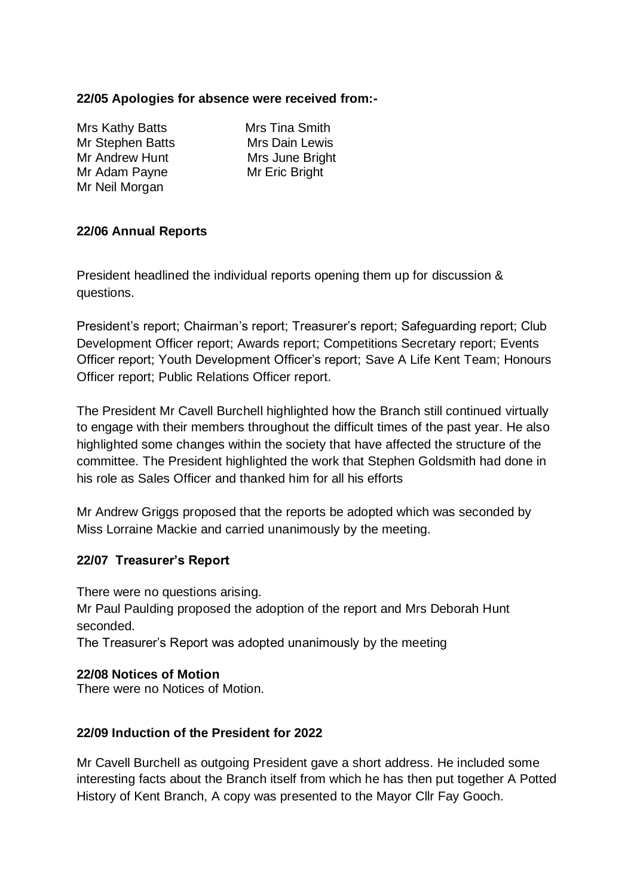**22/05 Apologies for absence were received from:-**

Mrs Kathy Batts
Mr Stephen Batts
Mr Andrew Hunt
Mr Adam Payne
Mr Neil Morgan
Mrs Tina Smith
Mrs Dain Lewis
Mrs June Bright
Mr Eric Bright

**22/06 Annual Reports**

President headlined the individual reports opening them up for discussion & questions.

President's report; Chairman's report; Treasurer's report; Safeguarding report; Club Development Officer report; Awards report; Competitions Secretary report; Events Officer report; Youth Development Officer's report; Save A Life Kent Team; Honours Officer report; Public Relations Officer report.

The President Mr Cavell Burchell highlighted how the Branch still continued virtually to engage with their members throughout the difficult times of the past year. He also highlighted some changes within the society that have affected the structure of the committee. The President highlighted the work that Stephen Goldsmith had done in his role as Sales Officer and thanked him for all his efforts

Mr Andrew Griggs proposed that the reports be adopted which was seconded by Miss Lorraine Mackie and carried unanimously by the meeting.

**22/07 Treasurer's Report**

There were no questions arising.
Mr Paul Paulding proposed the adoption of the report and Mrs Deborah Hunt seconded.
The Treasurer's Report was adopted unanimously by the meeting

**22/08 Notices of Motion**
There were no Notices of Motion.

**22/09 Induction of the President for 2022**

Mr Cavell Burchell as outgoing President gave a short address. He included some interesting facts about the Branch itself from which he has then put together A Potted History of Kent Branch, A copy was presented to the Mayor Cllr Fay Gooch.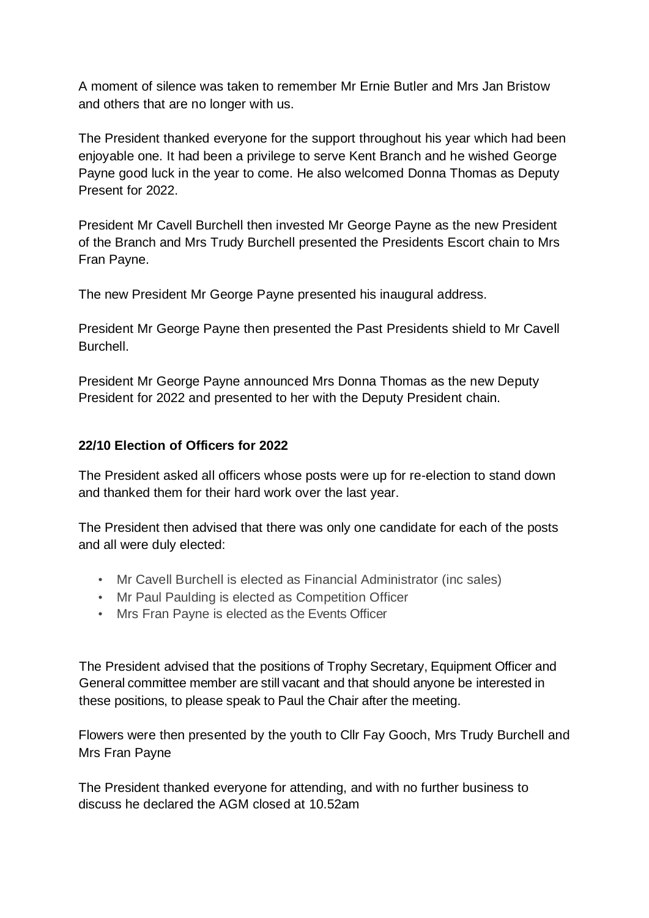A moment of silence was taken to remember Mr Ernie Butler and Mrs Jan Bristow and others that are no longer with us.

The President thanked everyone for the support throughout his year which had been enjoyable one. It had been a privilege to serve Kent Branch and he wished George Payne good luck in the year to come. He also welcomed Donna Thomas as Deputy Present for 2022.

President Mr Cavell Burchell then invested Mr George Payne as the new President of the Branch and Mrs Trudy Burchell presented the Presidents Escort chain to Mrs Fran Payne.

The new President Mr George Payne presented his inaugural address.

President Mr George Payne then presented the Past Presidents shield to Mr Cavell Burchell.

President Mr George Payne announced Mrs Donna Thomas as the new Deputy President for 2022 and presented to her with the Deputy President chain.

**22/10 Election of Officers for 2022**

The President asked all officers whose posts were up for re-election to stand down and thanked them for their hard work over the last year.

The President then advised that there was only one candidate for each of the posts and all were duly elected:

- Mr Cavell Burchell is elected as Financial Administrator (inc sales)
- Mr Paul Paulding is elected as Competition Officer
- Mrs Fran Payne is elected as the Events Officer

The President advised that the positions of Trophy Secretary, Equipment Officer and General committee member are still vacant and that should anyone be interested in these positions, to please speak to Paul the Chair after the meeting.

Flowers were then presented by the youth to Cllr Fay Gooch, Mrs Trudy Burchell and Mrs Fran Payne

The President thanked everyone for attending, and with no further business to discuss he declared the AGM closed at 10.52am